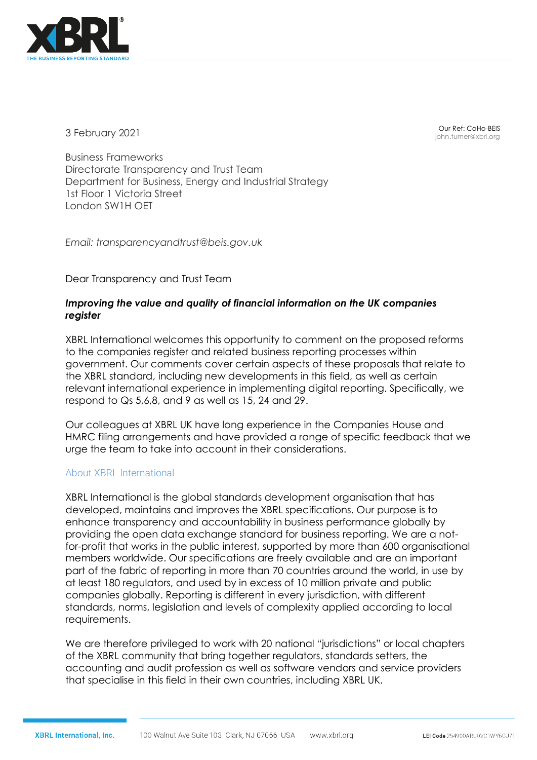3 February 2021

Our Ref: CoHo-BEIS
john.turner@xbrl.org

Business Frameworks
Directorate Transparency and Trust Team
Department for Business, Energy and Industrial Strategy
1st Floor 1 Victoria Street
London SW1H OET

*Email: transparencyandtrust@beis.gov.uk*

Dear Transparency and Trust Team

***Improving the value and quality of financial information on the UK companies register***

XBRL International welcomes this opportunity to comment on the proposed reforms to the companies register and related business reporting processes within government. Our comments cover certain aspects of these proposals that relate to the XBRL standard, including new developments in this field, as well as certain relevant international experience in implementing digital reporting. Specifically, we respond to Qs 5,6,8, and 9 as well as 15, 24 and 29.

Our colleagues at XBRL UK have long experience in the Companies House and HMRC filing arrangements and have provided a range of specific feedback that we urge the team to take into account in their considerations.

## About XBRL International

XBRL International is the global standards development organisation that has developed, maintains and improves the XBRL specifications. Our purpose is to enhance transparency and accountability in business performance globally by providing the open data exchange standard for business reporting. We are a not-for-profit that works in the public interest, supported by more than 600 organisational members worldwide. Our specifications are freely available and are an important part of the fabric of reporting in more than 70 countries around the world, in use by at least 180 regulators, and used by in excess of 10 million private and public companies globally. Reporting is different in every jurisdiction, with different standards, norms, legislation and levels of complexity applied according to local requirements.

We are therefore privileged to work with 20 national "jurisdictions" or local chapters of the XBRL community that bring together regulators, standards setters, the accounting and audit profession as well as software vendors and service providers that specialise in this field in their own countries, including XBRL UK.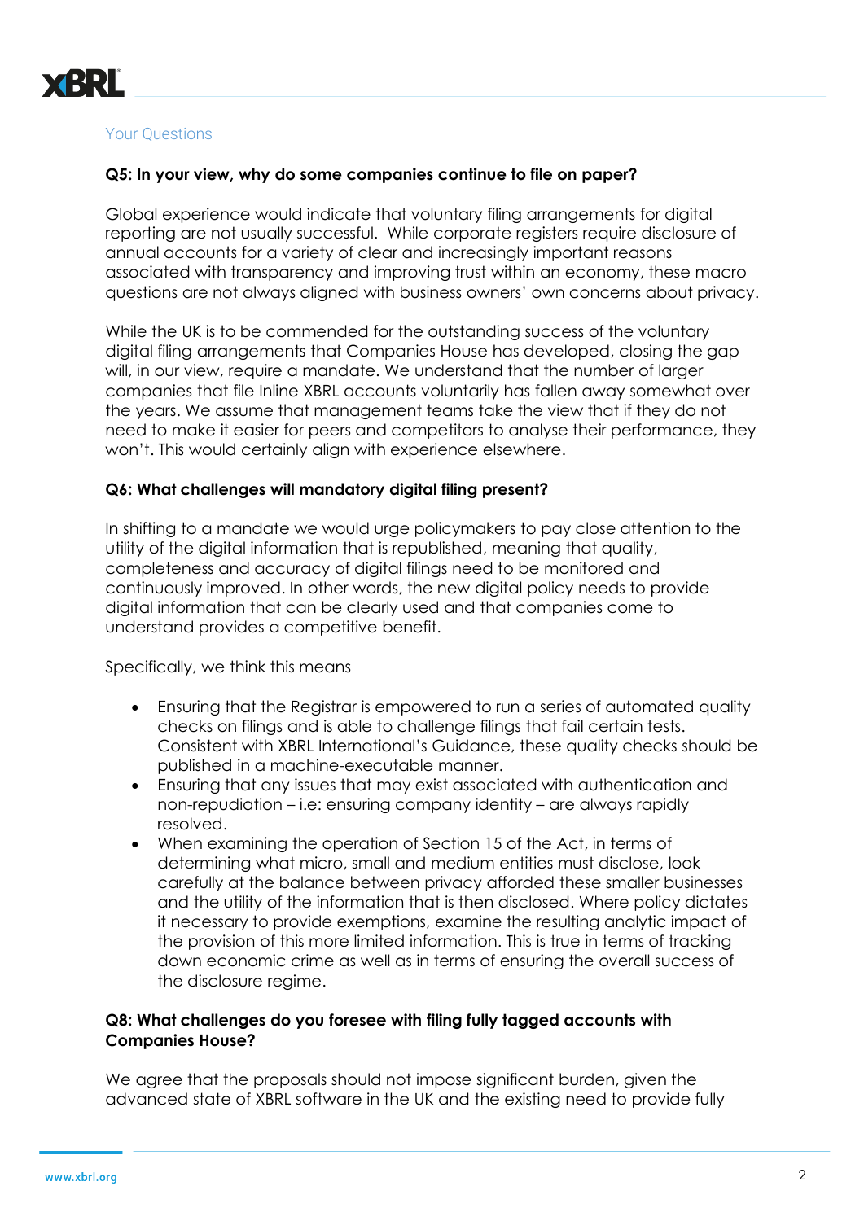## Your Questions

**Q5: In your view, why do some companies continue to file on paper?**

Global experience would indicate that voluntary filing arrangements for digital reporting are not usually successful. While corporate registers require disclosure of annual accounts for a variety of clear and increasingly important reasons associated with transparency and improving trust within an economy, these macro questions are not always aligned with business owners' own concerns about privacy.

While the UK is to be commended for the outstanding success of the voluntary digital filing arrangements that Companies House has developed, closing the gap will, in our view, require a mandate. We understand that the number of larger companies that file Inline XBRL accounts voluntarily has fallen away somewhat over the years. We assume that management teams take the view that if they do not need to make it easier for peers and competitors to analyse their performance, they won't. This would certainly align with experience elsewhere.

**Q6: What challenges will mandatory digital filing present?**

In shifting to a mandate we would urge policymakers to pay close attention to the utility of the digital information that is republished, meaning that quality, completeness and accuracy of digital filings need to be monitored and continuously improved. In other words, the new digital policy needs to provide digital information that can be clearly used and that companies come to understand provides a competitive benefit.

Specifically, we think this means

- Ensuring that the Registrar is empowered to run a series of automated quality checks on filings and is able to challenge filings that fail certain tests. Consistent with XBRL International's Guidance, these quality checks should be published in a machine-executable manner.
- Ensuring that any issues that may exist associated with authentication and non-repudiation – i.e: ensuring company identity – are always rapidly resolved.
- When examining the operation of Section 15 of the Act, in terms of determining what micro, small and medium entities must disclose, look carefully at the balance between privacy afforded these smaller businesses and the utility of the information that is then disclosed. Where policy dictates it necessary to provide exemptions, examine the resulting analytic impact of the provision of this more limited information. This is true in terms of tracking down economic crime as well as in terms of ensuring the overall success of the disclosure regime.

**Q8: What challenges do you foresee with filing fully tagged accounts with Companies House?**

We agree that the proposals should not impose significant burden, given the advanced state of XBRL software in the UK and the existing need to provide fully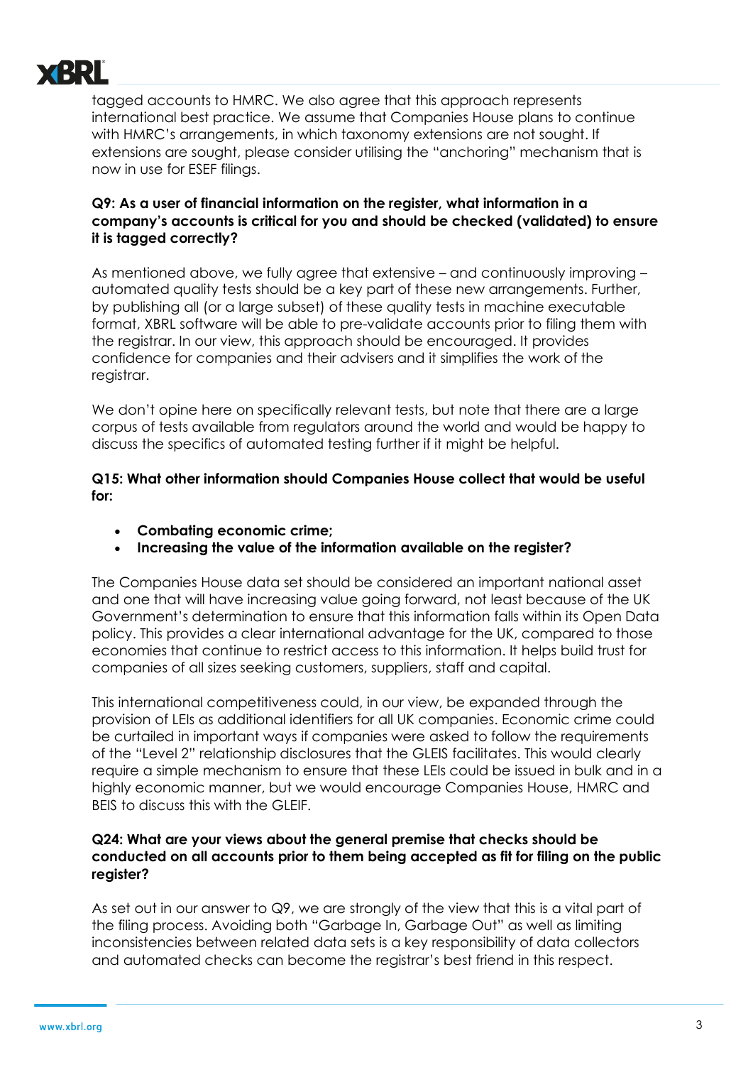tagged accounts to HMRC. We also agree that this approach represents international best practice. We assume that Companies House plans to continue with HMRC's arrangements, in which taxonomy extensions are not sought. If extensions are sought, please consider utilising the "anchoring" mechanism that is now in use for ESEF filings.

**Q9: As a user of financial information on the register, what information in a company's accounts is critical for you and should be checked (validated) to ensure it is tagged correctly?**

As mentioned above, we fully agree that extensive – and continuously improving – automated quality tests should be a key part of these new arrangements. Further, by publishing all (or a large subset) of these quality tests in machine executable format, XBRL software will be able to pre-validate accounts prior to filing them with the registrar. In our view, this approach should be encouraged. It provides confidence for companies and their advisers and it simplifies the work of the registrar.

We don't opine here on specifically relevant tests, but note that there are a large corpus of tests available from regulators around the world and would be happy to discuss the specifics of automated testing further if it might be helpful.

**Q15: What other information should Companies House collect that would be useful for:**

- **Combating economic crime;**
- **Increasing the value of the information available on the register?**

The Companies House data set should be considered an important national asset and one that will have increasing value going forward, not least because of the UK Government's determination to ensure that this information falls within its Open Data policy. This provides a clear international advantage for the UK, compared to those economies that continue to restrict access to this information. It helps build trust for companies of all sizes seeking customers, suppliers, staff and capital.

This international competitiveness could, in our view, be expanded through the provision of LEIs as additional identifiers for all UK companies. Economic crime could be curtailed in important ways if companies were asked to follow the requirements of the "Level 2" relationship disclosures that the GLEIS facilitates. This would clearly require a simple mechanism to ensure that these LEIs could be issued in bulk and in a highly economic manner, but we would encourage Companies House, HMRC and BEIS to discuss this with the GLEIF.

**Q24: What are your views about the general premise that checks should be conducted on all accounts prior to them being accepted as fit for filing on the public register?**

As set out in our answer to Q9, we are strongly of the view that this is a vital part of the filing process. Avoiding both "Garbage In, Garbage Out" as well as limiting inconsistencies between related data sets is a key responsibility of data collectors and automated checks can become the registrar's best friend in this respect.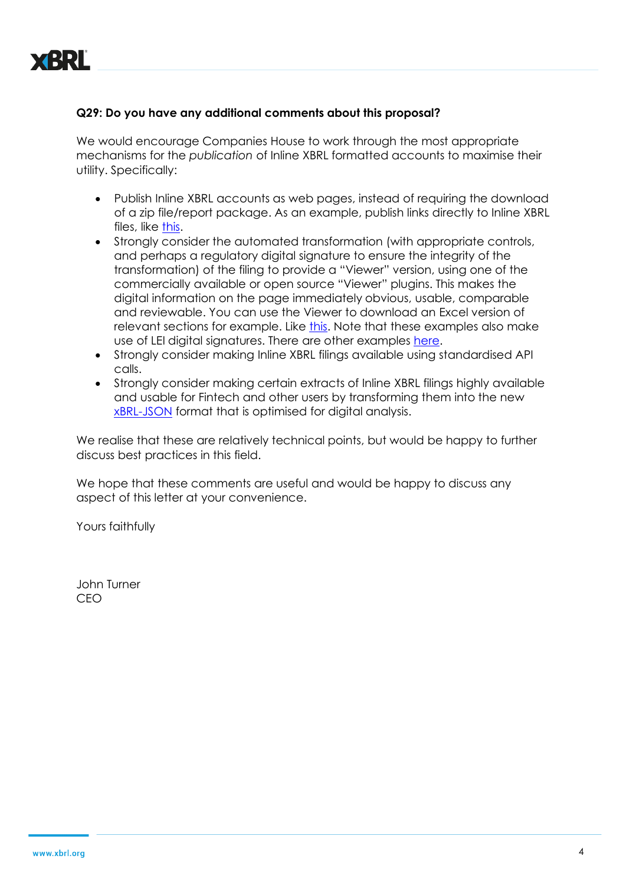**Q29: Do you have any additional comments about this proposal?**

We would encourage Companies House to work through the most appropriate mechanisms for the *publication* of Inline XBRL formatted accounts to maximise their utility. Specifically:

- Publish Inline XBRL accounts as web pages, instead of requiring the download of a zip file/report package. As an example, publish links directly to Inline XBRL files, like this.
- Strongly consider the automated transformation (with appropriate controls, and perhaps a regulatory digital signature to ensure the integrity of the transformation) of the filing to provide a "Viewer" version, using one of the commercially available or open source "Viewer" plugins. This makes the digital information on the page immediately obvious, usable, comparable and reviewable. You can use the Viewer to download an Excel version of relevant sections for example. Like this. Note that these examples also make use of LEI digital signatures. There are other examples here.
- Strongly consider making Inline XBRL filings available using standardised API calls.
- Strongly consider making certain extracts of Inline XBRL filings highly available and usable for Fintech and other users by transforming them into the new xBRL-JSON format that is optimised for digital analysis.

We realise that these are relatively technical points, but would be happy to further discuss best practices in this field.

We hope that these comments are useful and would be happy to discuss any aspect of this letter at your convenience.

Yours faithfully

John Turner
CEO